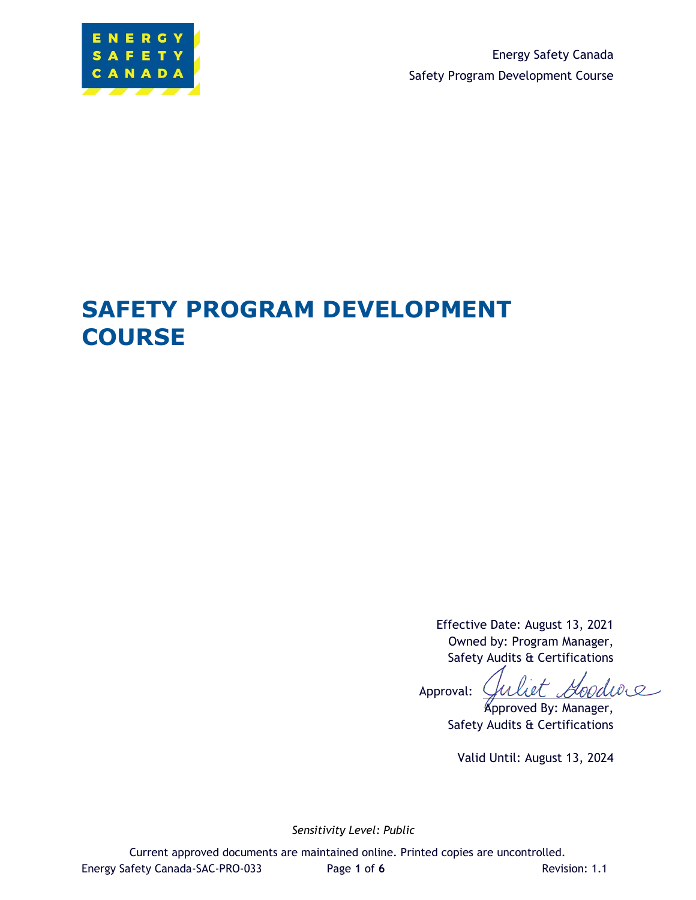Energy Safety Canada

Safety Program Development Course

# SAFETY PROGRAM DEVELOPMENT COURSE

Effective Date: August 13, 2021

Owned by: Program Manager, Safety Audits & Certifications

Approval: Juliet Goodwe

Approved By: Manager, Safety Audits & Certifications

Valid Until: August 13, 2024

*Sensitivity Level: Public*

Current approved documents are maintained online. Printed copies are uncontrolled.

Energy Safety Canada-SAC-PRO-033 Revision: 1.1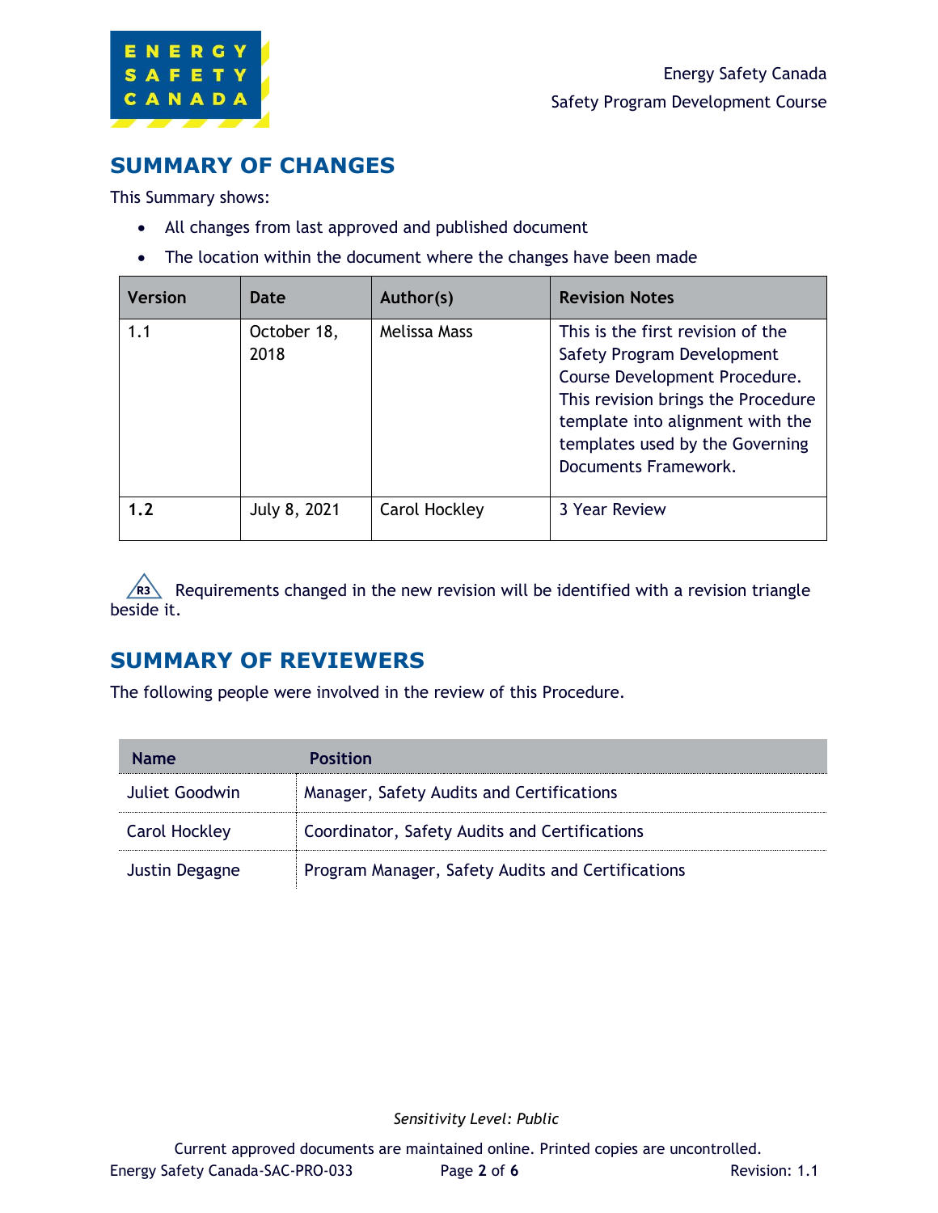## SUMMARY OF CHANGES

This Summary shows:

- All changes from last approved and published document
- The location within the document where the changes have been made

| Version | Date | Author(s) | Revision Notes |
|---|---|---|---|
| 1.1 | October 18, 2018 | Melissa Mass | This is the first revision of the Safety Program Development Course Development Procedure. This revision brings the Procedure template into alignment with the templates used by the Governing Documents Framework. |
| **1.2** | July 8, 2021 | Carol Hockley | 3 Year Review |

R3 Requirements changed in the new revision will be identified with a revision triangle beside it.

## SUMMARY OF REVIEWERS

The following people were involved in the review of this Procedure.

| Name | Position |
|---|---|
| Juliet Goodwin | Manager, Safety Audits and Certifications |
| Carol Hockley | Coordinator, Safety Audits and Certifications |
| Justin Degagne | Program Manager, Safety Audits and Certifications |

*Sensitivity Level: Public*

Current approved documents are maintained online. Printed copies are uncontrolled.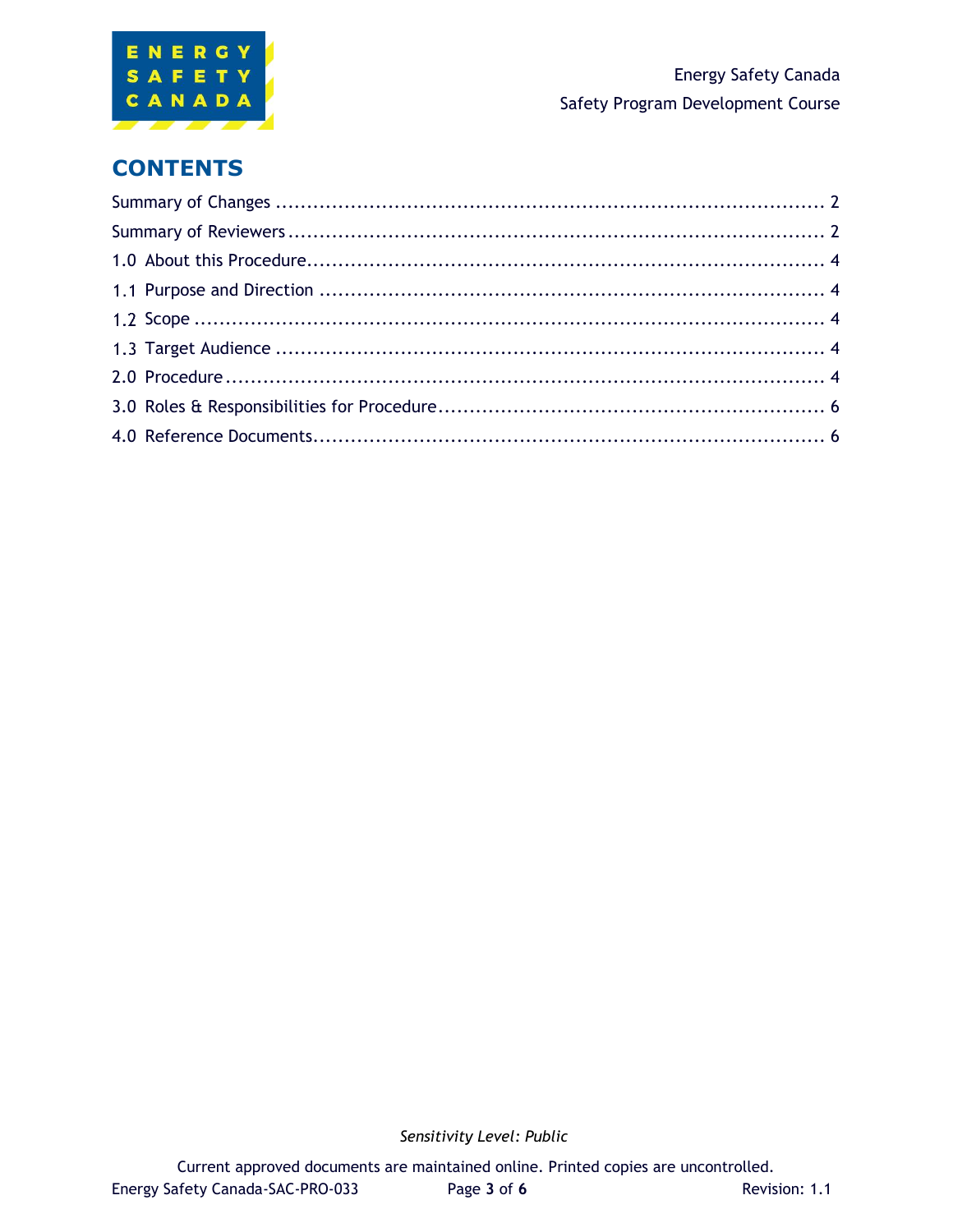# CONTENTS

Summary of Changes .......................................................................................... 2

Summary of Reviewers ....................................................................................... 2

1.0 About this Procedure.................................................................................... 4

1.1 Purpose and Direction ................................................................................. 4

1.2 Scope ........................................................................................................ 4

1.3 Target Audience ......................................................................................... 4

2.0 Procedure .................................................................................................. 4

3.0 Roles & Responsibilities for Procedure .............................................................. 6

4.0 Reference Documents.................................................................................... 6

*Sensitivity Level: Public*

Current approved documents are maintained online. Printed copies are uncontrolled.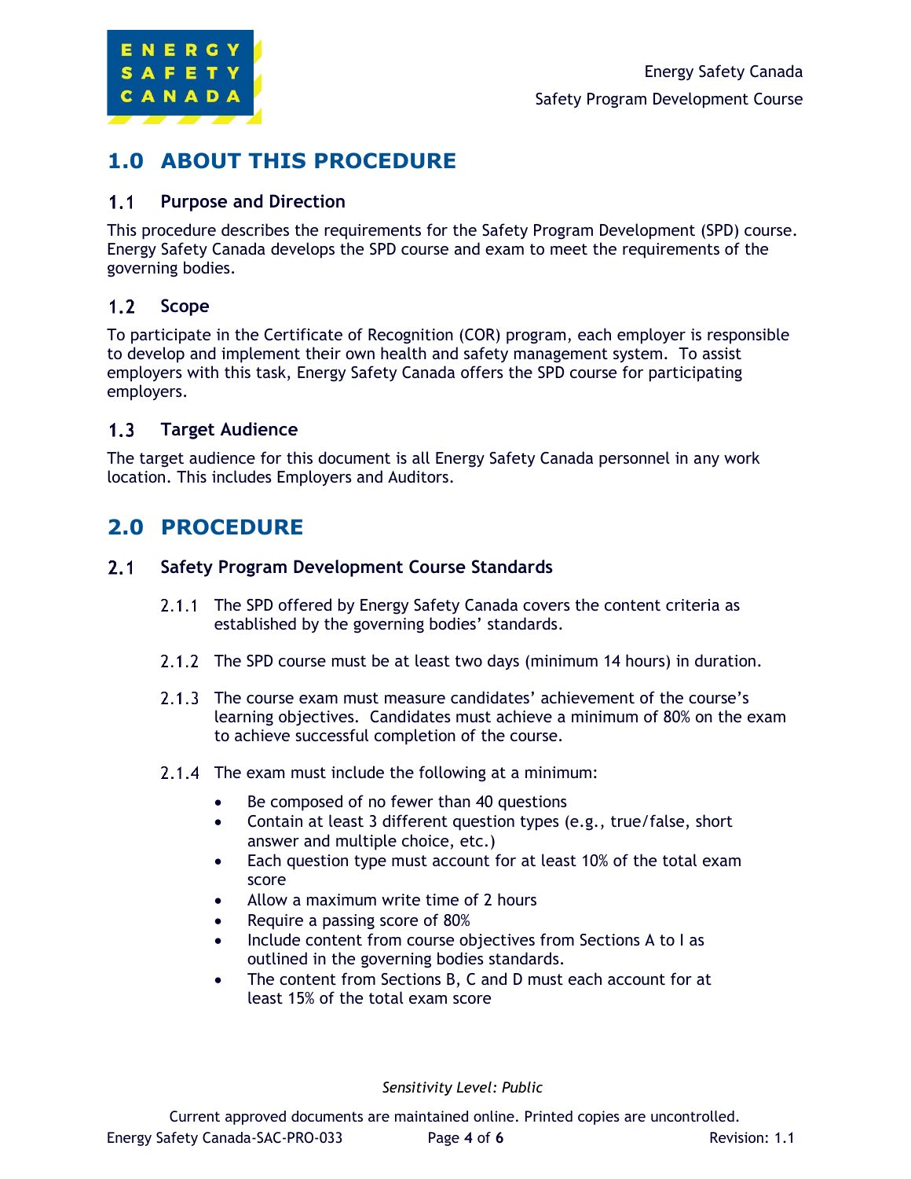# 1.0 ABOUT THIS PROCEDURE

## 1.1 Purpose and Direction

This procedure describes the requirements for the Safety Program Development (SPD) course. Energy Safety Canada develops the SPD course and exam to meet the requirements of the governing bodies.

## 1.2 Scope

To participate in the Certificate of Recognition (COR) program, each employer is responsible to develop and implement their own health and safety management system. To assist employers with this task, Energy Safety Canada offers the SPD course for participating employers.

## 1.3 Target Audience

The target audience for this document is all Energy Safety Canada personnel in any work location. This includes Employers and Auditors.

# 2.0 PROCEDURE

## 2.1 Safety Program Development Course Standards

2.1.1 The SPD offered by Energy Safety Canada covers the content criteria as established by the governing bodies' standards.

2.1.2 The SPD course must be at least two days (minimum 14 hours) in duration.

2.1.3 The course exam must measure candidates' achievement of the course's learning objectives. Candidates must achieve a minimum of 80% on the exam to achieve successful completion of the course.

2.1.4 The exam must include the following at a minimum:

- Be composed of no fewer than 40 questions
- Contain at least 3 different question types (e.g., true/false, short answer and multiple choice, etc.)
- Each question type must account for at least 10% of the total exam score
- Allow a maximum write time of 2 hours
- Require a passing score of 80%
- Include content from course objectives from Sections A to I as outlined in the governing bodies standards.
- The content from Sections B, C and D must each account for at least 15% of the total exam score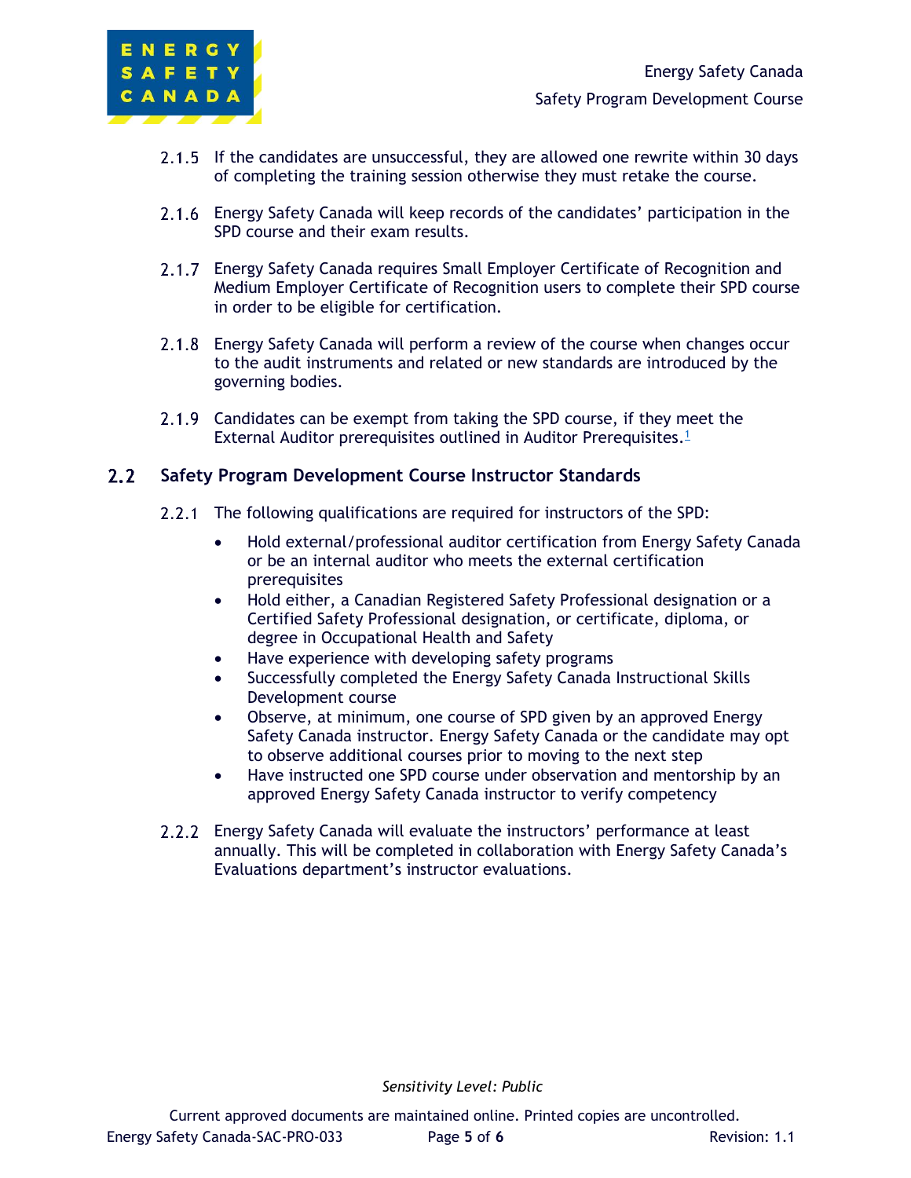2.1.5 If the candidates are unsuccessful, they are allowed one rewrite within 30 days of completing the training session otherwise they must retake the course.

2.1.6 Energy Safety Canada will keep records of the candidates' participation in the SPD course and their exam results.

2.1.7 Energy Safety Canada requires Small Employer Certificate of Recognition and Medium Employer Certificate of Recognition users to complete their SPD course in order to be eligible for certification.

2.1.8 Energy Safety Canada will perform a review of the course when changes occur to the audit instruments and related or new standards are introduced by the governing bodies.

2.1.9 Candidates can be exempt from taking the SPD course, if they meet the External Auditor prerequisites outlined in Auditor Prerequisites.[1]

## 2.2 Safety Program Development Course Instructor Standards

2.2.1 The following qualifications are required for instructors of the SPD:

- Hold external/professional auditor certification from Energy Safety Canada or be an internal auditor who meets the external certification prerequisites
- Hold either, a Canadian Registered Safety Professional designation or a Certified Safety Professional designation, or certificate, diploma, or degree in Occupational Health and Safety
- Have experience with developing safety programs
- Successfully completed the Energy Safety Canada Instructional Skills Development course
- Observe, at minimum, one course of SPD given by an approved Energy Safety Canada instructor. Energy Safety Canada or the candidate may opt to observe additional courses prior to moving to the next step
- Have instructed one SPD course under observation and mentorship by an approved Energy Safety Canada instructor to verify competency

2.2.2 Energy Safety Canada will evaluate the instructors' performance at least annually. This will be completed in collaboration with Energy Safety Canada's Evaluations department's instructor evaluations.

*Sensitivity Level: Public*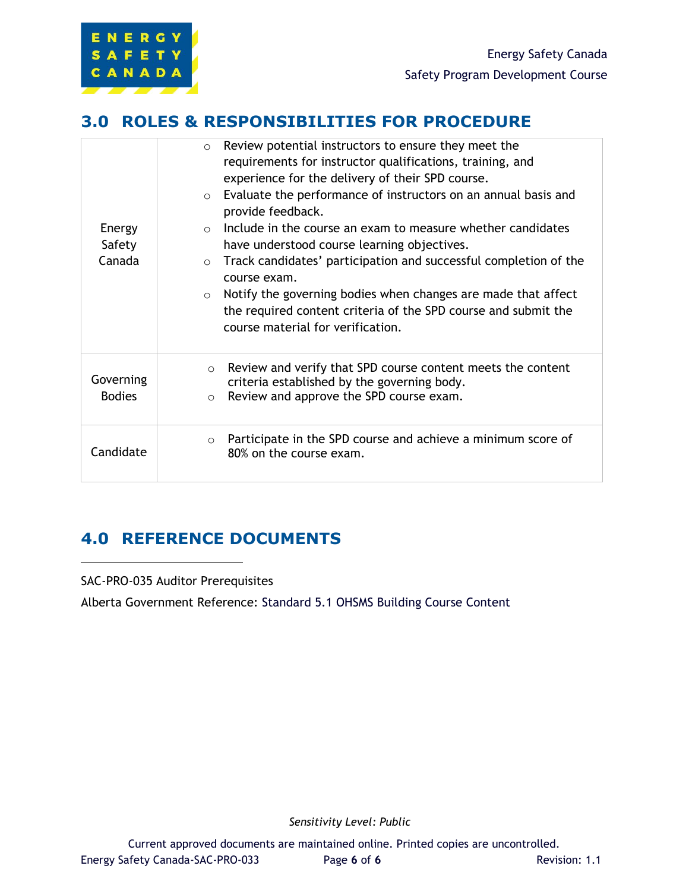## 3.0 ROLES & RESPONSIBILITIES FOR PROCEDURE

| | |
|---|---|
| Energy Safety Canada | ○ Review potential instructors to ensure they meet the requirements for instructor qualifications, training, and experience for the delivery of their SPD course.<br>○ Evaluate the performance of instructors on an annual basis and provide feedback.<br>○ Include in the course an exam to measure whether candidates have understood course learning objectives.<br>○ Track candidates' participation and successful completion of the course exam.<br>○ Notify the governing bodies when changes are made that affect the required content criteria of the SPD course and submit the course material for verification. |
| Governing Bodies | ○ Review and verify that SPD course content meets the content criteria established by the governing body.<br>○ Review and approve the SPD course exam. |
| Candidate | ○ Participate in the SPD course and achieve a minimum score of 80% on the course exam. |

## 4.0 REFERENCE DOCUMENTS

SAC-PRO-035 Auditor Prerequisites

Alberta Government Reference: Standard 5.1 OHSMS Building Course Content

*Sensitivity Level: Public*